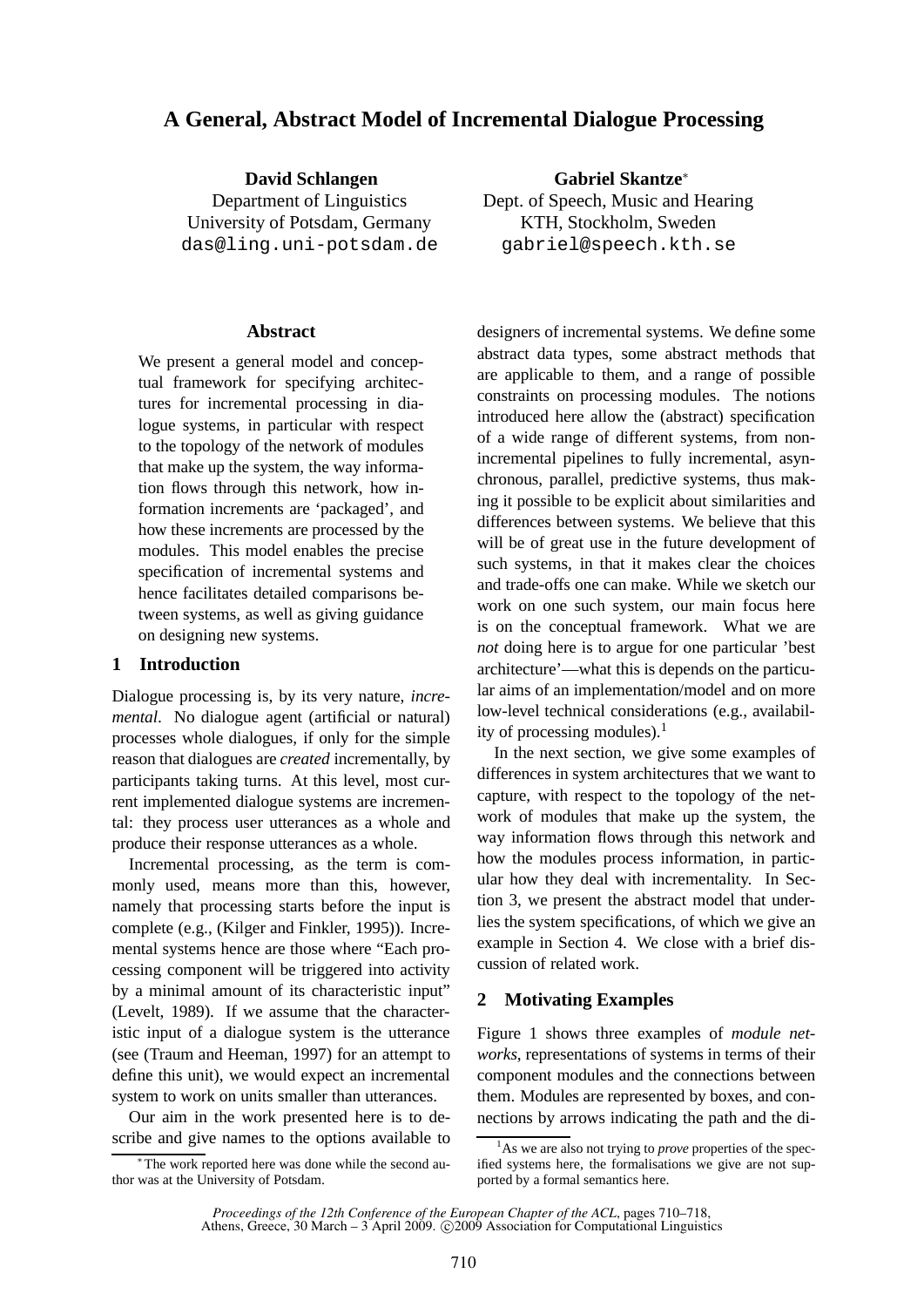# A General, Abstract Model of Incremental Dialogue Processing

**David Schlangen**
Department of Linguistics
University of Potsdam, Germany
das@ling.uni-potsdam.de

**Gabriel Skantze***
Dept. of Speech, Music and Hearing
KTH, Stockholm, Sweden
gabriel@speech.kth.se

### Abstract

We present a general model and conceptual framework for specifying architectures for incremental processing in dialogue systems, in particular with respect to the topology of the network of modules that make up the system, the way information flows through this network, how information increments are 'packaged', and how these increments are processed by the modules. This model enables the precise specification of incremental systems and hence facilitates detailed comparisons between systems, as well as giving guidance on designing new systems.

## 1 Introduction

Dialogue processing is, by its very nature, *incremental*. No dialogue agent (artificial or natural) processes whole dialogues, if only for the simple reason that dialogues are *created* incrementally, by participants taking turns. At this level, most current implemented dialogue systems are incremental: they process user utterances as a whole and produce their response utterances as a whole.

Incremental processing, as the term is commonly used, means more than this, however, namely that processing starts before the input is complete (e.g., (Kilger and Finkler, 1995)). Incremental systems hence are those where "Each processing component will be triggered into activity by a minimal amount of its characteristic input" (Levelt, 1989). If we assume that the characteristic input of a dialogue system is the utterance (see (Traum and Heeman, 1997) for an attempt to define this unit), we would expect an incremental system to work on units smaller than utterances.

Our aim in the work presented here is to describe and give names to the options available to designers of incremental systems. We define some abstract data types, some abstract methods that are applicable to them, and a range of possible constraints on processing modules. The notions introduced here allow the (abstract) specification of a wide range of different systems, from non-incremental pipelines to fully incremental, asynchronous, parallel, predictive systems, thus making it possible to be explicit about similarities and differences between systems. We believe that this will be of great use in the future development of such systems, in that it makes clear the choices and trade-offs one can make. While we sketch our work on one such system, our main focus here is on the conceptual framework. What we are *not* doing here is to argue for one particular 'best architecture'—what this is depends on the particular aims of an implementation/model and on more low-level technical considerations (e.g., availability of processing modules).[1]

In the next section, we give some examples of differences in system architectures that we want to capture, with respect to the topology of the network of modules that make up the system, the way information flows through this network and how the modules process information, in particular how they deal with incrementality. In Section 3, we present the abstract model that underlies the system specifications, of which we give an example in Section 4. We close with a brief discussion of related work.

## 2 Motivating Examples

Figure 1 shows three examples of *module networks*, representations of systems in terms of their component modules and the connections between them. Modules are represented by boxes, and connections by arrows indicating the path and the di-

*The work reported here was done while the second author was at the University of Potsdam.

[1] As we are also not trying to *prove* properties of the specified systems here, the formalisations we give are not supported by a formal semantics here.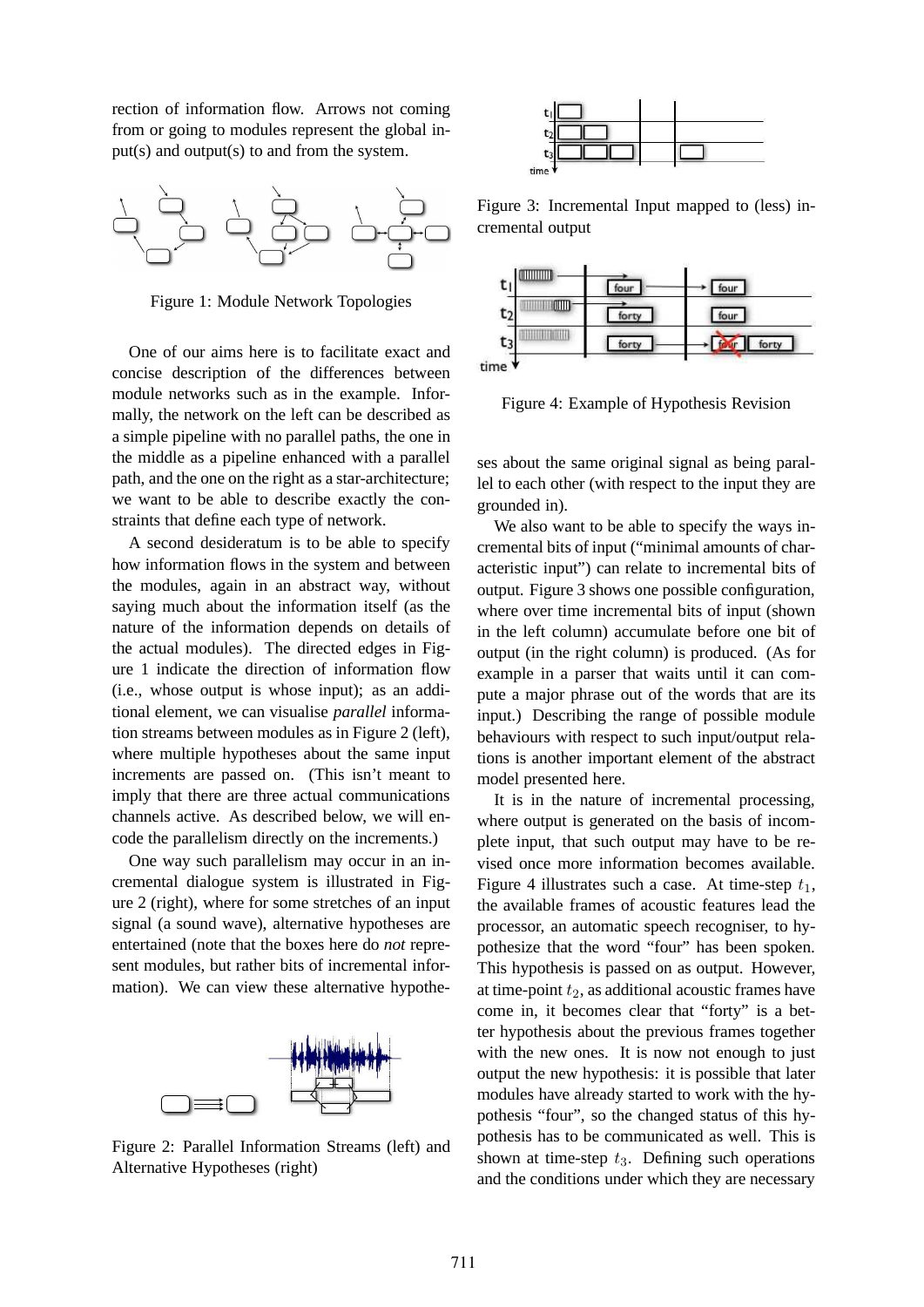rection of information flow. Arrows not coming from or going to modules represent the global input(s) and output(s) to and from the system.

Figure 1: Module Network Topologies

One of our aims here is to facilitate exact and concise description of the differences between module networks such as in the example. Informally, the network on the left can be described as a simple pipeline with no parallel paths, the one in the middle as a pipeline enhanced with a parallel path, and the one on the right as a star-architecture; we want to be able to describe exactly the constraints that define each type of network.

A second desideratum is to be able to specify how information flows in the system and between the modules, again in an abstract way, without saying much about the information itself (as the nature of the information depends on details of the actual modules). The directed edges in Figure 1 indicate the direction of information flow (i.e., whose output is whose input); as an additional element, we can visualise *parallel* information streams between modules as in Figure 2 (left), where multiple hypotheses about the same input increments are passed on. (This isn't meant to imply that there are three actual communications channels active. As described below, we will encode the parallelism directly on the increments.)

One way such parallelism may occur in an incremental dialogue system is illustrated in Figure 2 (right), where for some stretches of an input signal (a sound wave), alternative hypotheses are entertained (note that the boxes here do *not* represent modules, but rather bits of incremental information). We can view these alternative hypotheses about the same original signal as being parallel to each other (with respect to the input they are grounded in).

Figure 2: Parallel Information Streams (left) and Alternative Hypotheses (right)

Figure 3: Incremental Input mapped to (less) incremental output

Figure 4: Example of Hypothesis Revision

We also want to be able to specify the ways incremental bits of input ("minimal amounts of characteristic input") can relate to incremental bits of output. Figure 3 shows one possible configuration, where over time incremental bits of input (shown in the left column) accumulate before one bit of output (in the right column) is produced. (As for example in a parser that waits until it can compute a major phrase out of the words that are its input.) Describing the range of possible module behaviours with respect to such input/output relations is another important element of the abstract model presented here.

It is in the nature of incremental processing, where output is generated on the basis of incomplete input, that such output may have to be revised once more information becomes available. Figure 4 illustrates such a case. At time-step $t_1$, the available frames of acoustic features lead the processor, an automatic speech recogniser, to hypothesize that the word "four" has been spoken. This hypothesis is passed on as output. However, at time-point $t_2$, as additional acoustic frames have come in, it becomes clear that "forty" is a better hypothesis about the previous frames together with the new ones. It is now not enough to just output the new hypothesis: it is possible that later modules have already started to work with the hypothesis "four", so the changed status of this hypothesis has to be communicated as well. This is shown at time-step $t_3$. Defining such operations and the conditions under which they are necessary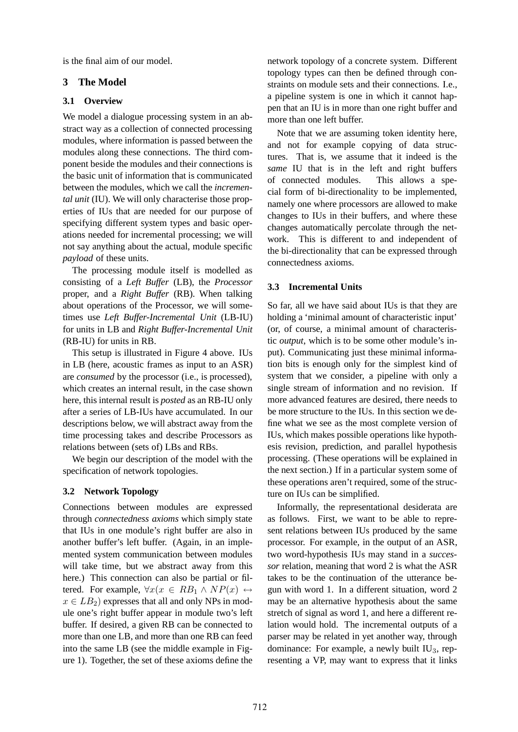is the final aim of our model.

## 3 The Model

### 3.1 Overview

We model a dialogue processing system in an abstract way as a collection of connected processing modules, where information is passed between the modules along these connections. The third component beside the modules and their connections is the basic unit of information that is communicated between the modules, which we call the *incremental unit* (IU). We will only characterise those properties of IUs that are needed for our purpose of specifying different system types and basic operations needed for incremental processing; we will not say anything about the actual, module specific *payload* of these units.

The processing module itself is modelled as consisting of a *Left Buffer* (LB), the *Processor* proper, and a *Right Buffer* (RB). When talking about operations of the Processor, we will sometimes use *Left Buffer-Incremental Unit* (LB-IU) for units in LB and *Right Buffer-Incremental Unit* (RB-IU) for units in RB.

This setup is illustrated in Figure 4 above. IUs in LB (here, acoustic frames as input to an ASR) are *consumed* by the processor (i.e., is processed), which creates an internal result, in the case shown here, this internal result is *posted* as an RB-IU only after a series of LB-IUs have accumulated. In our descriptions below, we will abstract away from the time processing takes and describe Processors as relations between (sets of) LBs and RBs.

We begin our description of the model with the specification of network topologies.

### 3.2 Network Topology

Connections between modules are expressed through *connectedness axioms* which simply state that IUs in one module's right buffer are also in another buffer's left buffer. (Again, in an implemented system communication between modules will take time, but we abstract away from this here.) This connection can also be partial or filtered. For example, $\forall x(x \in RB_1 \wedge NP(x) \leftrightarrow x \in LB_2)$ expresses that all and only NPs in module one's right buffer appear in module two's left buffer. If desired, a given RB can be connected to more than one LB, and more than one RB can feed into the same LB (see the middle example in Figure 1). Together, the set of these axioms define the network topology of a concrete system. Different topology types can then be defined through constraints on module sets and their connections. I.e., a pipeline system is one in which it cannot happen that an IU is in more than one right buffer and more than one left buffer.

Note that we are assuming token identity here, and not for example copying of data structures. That is, we assume that it indeed is the *same* IU that is in the left and right buffers of connected modules. This allows a special form of bi-directionality to be implemented, namely one where processors are allowed to make changes to IUs in their buffers, and where these changes automatically percolate through the network. This is different to and independent of the bi-directionality that can be expressed through connectedness axioms.

### 3.3 Incremental Units

So far, all we have said about IUs is that they are holding a 'minimal amount of characteristic input' (or, of course, a minimal amount of characteristic *output*, which is to be some other module's input). Communicating just these minimal information bits is enough only for the simplest kind of system that we consider, a pipeline with only a single stream of information and no revision. If more advanced features are desired, there needs to be more structure to the IUs. In this section we define what we see as the most complete version of IUs, which makes possible operations like hypothesis revision, prediction, and parallel hypothesis processing. (These operations will be explained in the next section.) If in a particular system some of these operations aren't required, some of the structure on IUs can be simplified.

Informally, the representational desiderata are as follows. First, we want to be able to represent relations between IUs produced by the same processor. For example, in the output of an ASR, two word-hypothesis IUs may stand in a *successor* relation, meaning that word 2 is what the ASR takes to be the continuation of the utterance begun with word 1. In a different situation, word 2 may be an alternative hypothesis about the same stretch of signal as word 1, and here a different relation would hold. The incremental outputs of a parser may be related in yet another way, through dominance: For example, a newly built $IU_3$, representing a VP, may want to express that it links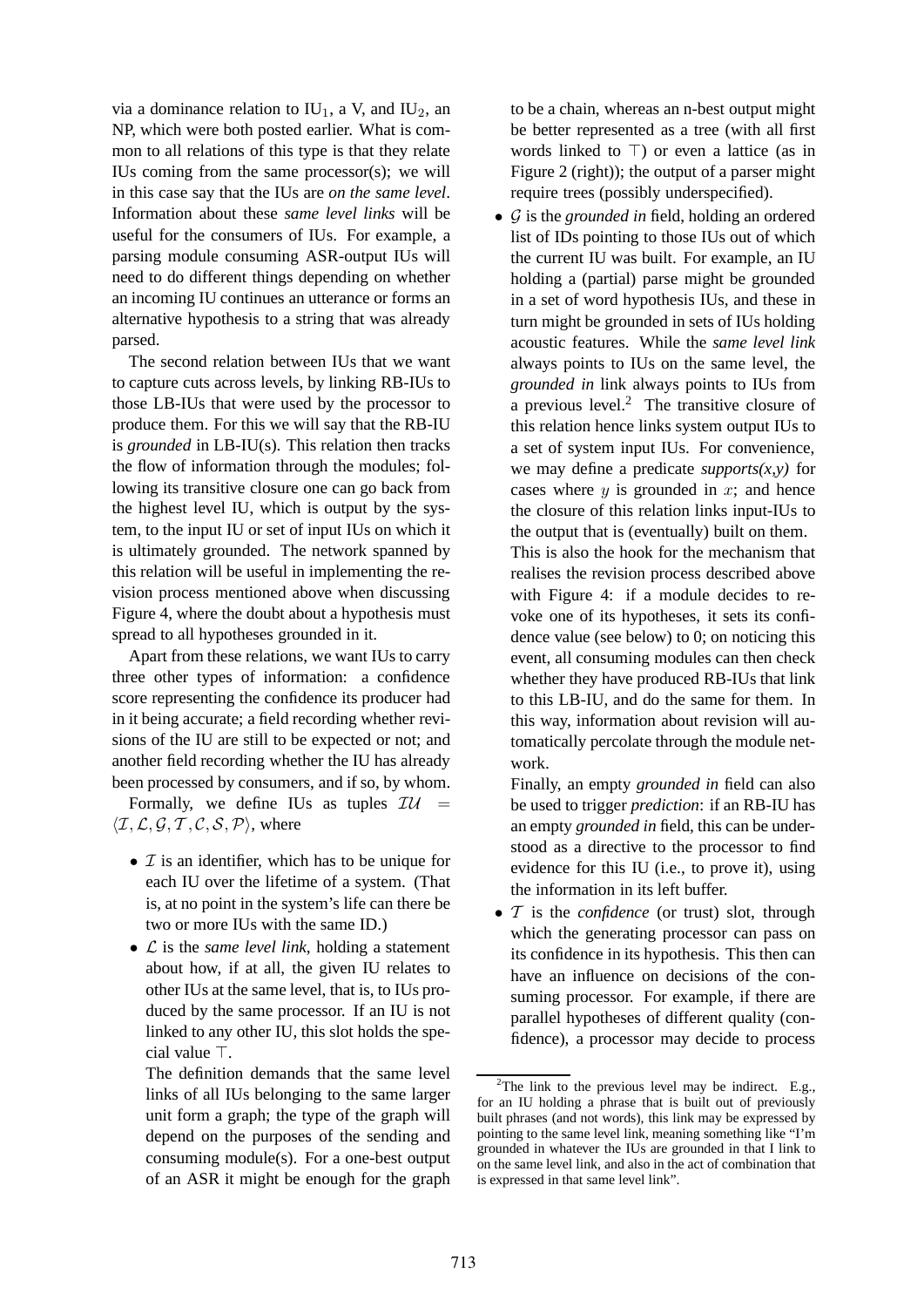via a dominance relation to $IU_1$, a V, and $IU_2$, an NP, which were both posted earlier. What is common to all relations of this type is that they relate IUs coming from the same processor(s); we will in this case say that the IUs are *on the same level*. Information about these *same level links* will be useful for the consumers of IUs. For example, a parsing module consuming ASR-output IUs will need to do different things depending on whether an incoming IU continues an utterance or forms an alternative hypothesis to a string that was already parsed.

The second relation between IUs that we want to capture cuts across levels, by linking RB-IUs to those LB-IUs that were used by the processor to produce them. For this we will say that the RB-IU is *grounded* in LB-IU(s). This relation then tracks the flow of information through the modules; following its transitive closure one can go back from the highest level IU, which is output by the system, to the input IU or set of input IUs on which it is ultimately grounded. The network spanned by this relation will be useful in implementing the revision process mentioned above when discussing Figure 4, where the doubt about a hypothesis must spread to all hypotheses grounded in it.

Apart from these relations, we want IUs to carry three other types of information: a confidence score representing the confidence its producer had in it being accurate; a field recording whether revisions of the IU are still to be expected or not; and another field recording whether the IU has already been processed by consumers, and if so, by whom.

Formally, we define IUs as tuples $\mathcal{IU} = \langle \mathcal{I}, \mathcal{L}, \mathcal{G}, \mathcal{T}, \mathcal{C}, \mathcal{S}, \mathcal{P} \rangle$, where

- $\mathcal{I}$ is an identifier, which has to be unique for each IU over the lifetime of a system. (That is, at no point in the system's life can there be two or more IUs with the same ID.)
- $\mathcal{L}$ is the *same level link*, holding a statement about how, if at all, the given IU relates to other IUs at the same level, that is, to IUs produced by the same processor. If an IU is not linked to any other IU, this slot holds the special value $\top$.

  The definition demands that the same level links of all IUs belonging to the same larger unit form a graph; the type of the graph will depend on the purposes of the sending and consuming module(s). For a one-best output of an ASR it might be enough for the graph to be a chain, whereas an n-best output might be better represented as a tree (with all first words linked to $\top$) or even a lattice (as in Figure 2 (right)); the output of a parser might require trees (possibly underspecified).
- $\mathcal{G}$ is the *grounded in* field, holding an ordered list of IDs pointing to those IUs out of which the current IU was built. For example, an IU holding a (partial) parse might be grounded in a set of word hypothesis IUs, and these in turn might be grounded in sets of IUs holding acoustic features. While the *same level link* always points to IUs on the same level, the *grounded in* link always points to IUs from a previous level.[2] The transitive closure of this relation hence links system output IUs to a set of system input IUs. For convenience, we may define a predicate *supports(x,y)* for cases where $y$ is grounded in $x$; and hence the closure of this relation links input-IUs to the output that is (eventually) built on them.

  This is also the hook for the mechanism that realises the revision process described above with Figure 4: if a module decides to revoke one of its hypotheses, it sets its confidence value (see below) to 0; on noticing this event, all consuming modules can then check whether they have produced RB-IUs that link to this LB-IU, and do the same for them. In this way, information about revision will automatically percolate through the module network.

  Finally, an empty *grounded in* field can also be used to trigger *prediction*: if an RB-IU has an empty *grounded in* field, this can be understood as a directive to the processor to find evidence for this IU (i.e., to prove it), using the information in its left buffer.
- $\mathcal{T}$ is the *confidence* (or trust) slot, through which the generating processor can pass on its confidence in its hypothesis. This then can have an influence on decisions of the consuming processor. For example, if there are parallel hypotheses of different quality (confidence), a processor may decide to process

[2] The link to the previous level may be indirect. E.g., for an IU holding a phrase that is built out of previously built phrases (and not words), this link may be expressed by pointing to the same level link, meaning something like "I'm grounded in whatever the IUs are grounded in that I link to on the same level link, and also in the act of combination that is expressed in that same level link".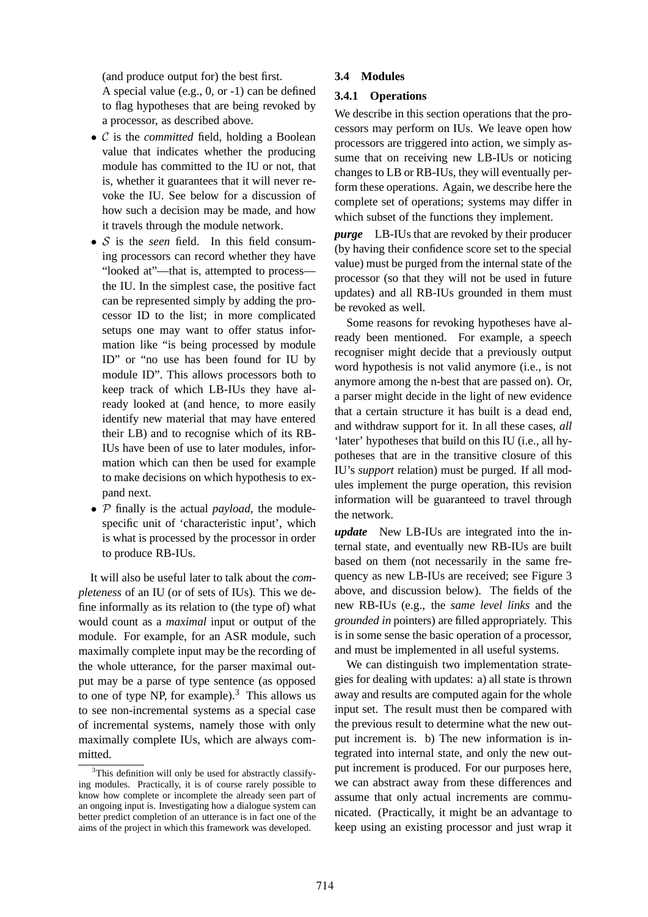(and produce output for) the best first.
A special value (e.g., 0, or -1) can be defined to flag hypotheses that are being revoked by a processor, as described above.

- $\mathcal{C}$ is the *committed* field, holding a Boolean value that indicates whether the producing module has committed to the IU or not, that is, whether it guarantees that it will never revoke the IU. See below for a discussion of how such a decision may be made, and how it travels through the module network.
- $\mathcal{S}$ is the *seen* field. In this field consuming processors can record whether they have "looked at"—that is, attempted to process—the IU. In the simplest case, the positive fact can be represented simply by adding the processor ID to the list; in more complicated setups one may want to offer status information like "is being processed by module ID" or "no use has been found for IU by module ID". This allows processors both to keep track of which LB-IUs they have already looked at (and hence, to more easily identify new material that may have entered their LB) and to recognise which of its RB-IUs have been of use to later modules, information which can then be used for example to make decisions on which hypothesis to expand next.
- $\mathcal{P}$ finally is the actual *payload*, the module-specific unit of 'characteristic input', which is what is processed by the processor in order to produce RB-IUs.

It will also be useful later to talk about the *completeness* of an IU (or of sets of IUs). This we define informally as its relation to (the type of) what would count as a *maximal* input or output of the module. For example, for an ASR module, such maximally complete input may be the recording of the whole utterance, for the parser maximal output may be a parse of type sentence (as opposed to one of type NP, for example).[3] This allows us to see non-incremental systems as a special case of incremental systems, namely those with only maximally complete IUs, which are always committed.

[3] This definition will only be used for abstractly classifying modules. Practically, it is of course rarely possible to know how complete or incomplete the already seen part of an ongoing input is. Investigating how a dialogue system can better predict completion of an utterance is in fact one of the aims of the project in which this framework was developed.

### 3.4 Modules

#### 3.4.1 Operations

We describe in this section operations that the processors may perform on IUs. We leave open how processors are triggered into action, we simply assume that on receiving new LB-IUs or noticing changes to LB or RB-IUs, they will eventually perform these operations. Again, we describe here the complete set of operations; systems may differ in which subset of the functions they implement.

***purge*** LB-IUs that are revoked by their producer (by having their confidence score set to the special value) must be purged from the internal state of the processor (so that they will not be used in future updates) and all RB-IUs grounded in them must be revoked as well.

Some reasons for revoking hypotheses have already been mentioned. For example, a speech recogniser might decide that a previously output word hypothesis is not valid anymore (i.e., is not anymore among the n-best that are passed on). Or, a parser might decide in the light of new evidence that a certain structure it has built is a dead end, and withdraw support for it. In all these cases, *all* 'later' hypotheses that build on this IU (i.e., all hypotheses that are in the transitive closure of this IU's *support* relation) must be purged. If all modules implement the purge operation, this revision information will be guaranteed to travel through the network.

***update*** New LB-IUs are integrated into the internal state, and eventually new RB-IUs are built based on them (not necessarily in the same frequency as new LB-IUs are received; see Figure 3 above, and discussion below). The fields of the new RB-IUs (e.g., the *same level links* and the *grounded in* pointers) are filled appropriately. This is in some sense the basic operation of a processor, and must be implemented in all useful systems.

We can distinguish two implementation strategies for dealing with updates: a) all state is thrown away and results are computed again for the whole input set. The result must then be compared with the previous result to determine what the new output increment is. b) The new information is integrated into internal state, and only the new output increment is produced. For our purposes here, we can abstract away from these differences and assume that only actual increments are communicated. (Practically, it might be an advantage to keep using an existing processor and just wrap it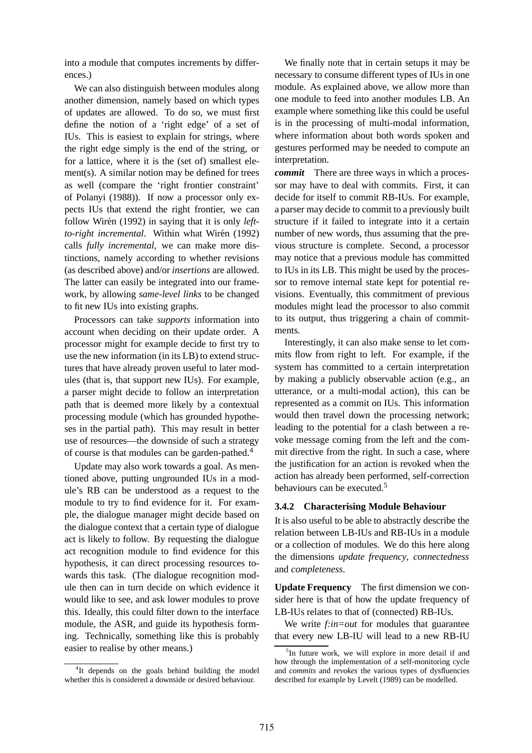into a module that computes increments by differences.)

We can also distinguish between modules along another dimension, namely based on which types of updates are allowed. To do so, we must first define the notion of a 'right edge' of a set of IUs. This is easiest to explain for strings, where the right edge simply is the end of the string, or for a lattice, where it is the (set of) smallest element(s). A similar notion may be defined for trees as well (compare the 'right frontier constraint' of Polanyi (1988)). If now a processor only expects IUs that extend the right frontier, we can follow Wirén (1992) in saying that it is only *left-to-right incremental*. Within what Wirén (1992) calls *fully incremental*, we can make more distinctions, namely according to whether revisions (as described above) and/or *insertions* are allowed. The latter can easily be integrated into our framework, by allowing *same-level links* to be changed to fit new IUs into existing graphs.

Processors can take *supports* information into account when deciding on their update order. A processor might for example decide to first try to use the new information (in its LB) to extend structures that have already proven useful to later modules (that is, that support new IUs). For example, a parser might decide to follow an interpretation path that is deemed more likely by a contextual processing module (which has grounded hypotheses in the partial path). This may result in better use of resources—the downside of such a strategy of course is that modules can be garden-pathed.[4]

Update may also work towards a goal. As mentioned above, putting ungrounded IUs in a module's RB can be understood as a request to the module to try to find evidence for it. For example, the dialogue manager might decide based on the dialogue context that a certain type of dialogue act is likely to follow. By requesting the dialogue act recognition module to find evidence for this hypothesis, it can direct processing resources towards this task. (The dialogue recognition module then can in turn decide on which evidence it would like to see, and ask lower modules to prove this. Ideally, this could filter down to the interface module, the ASR, and guide its hypothesis forming. Technically, something like this is probably easier to realise by other means.)

We finally note that in certain setups it may be necessary to consume different types of IUs in one module. As explained above, we allow more than one module to feed into another modules LB. An example where something like this could be useful is in the processing of multi-modal information, where information about both words spoken and gestures performed may be needed to compute an interpretation.

***commit*** There are three ways in which a processor may have to deal with commits. First, it can decide for itself to commit RB-IUs. For example, a parser may decide to commit to a previously built structure if it failed to integrate into it a certain number of new words, thus assuming that the previous structure is complete. Second, a processor may notice that a previous module has committed to IUs in its LB. This might be used by the processor to remove internal state kept for potential revisions. Eventually, this commitment of previous modules might lead the processor to also commit to its output, thus triggering a chain of commitments.

Interestingly, it can also make sense to let commits flow from right to left. For example, if the system has committed to a certain interpretation by making a publicly observable action (e.g., an utterance, or a multi-modal action), this can be represented as a commit on IUs. This information would then travel down the processing network; leading to the potential for a clash between a revoke message coming from the left and the commit directive from the right. In such a case, where the justification for an action is revoked when the action has already been performed, self-correction behaviours can be executed.[5]

#### 3.4.2 Characterising Module Behaviour

It is also useful to be able to abstractly describe the relation between LB-IUs and RB-IUs in a module or a collection of modules. We do this here along the dimensions *update frequency*, *connectedness* and *completeness*.

**Update Frequency** The first dimension we consider here is that of how the update frequency of LB-IUs relates to that of (connected) RB-IUs.

We write *f:in=out* for modules that guarantee that every new LB-IU will lead to a new RB-IU

[4] It depends on the goals behind building the model whether this is considered a downside or desired behaviour.

[5] In future work, we will explore in more detail if and how through the implementation of a self-monitoring cycle and *commits* and *revokes* the various types of dysfluencies described for example by Levelt (1989) can be modelled.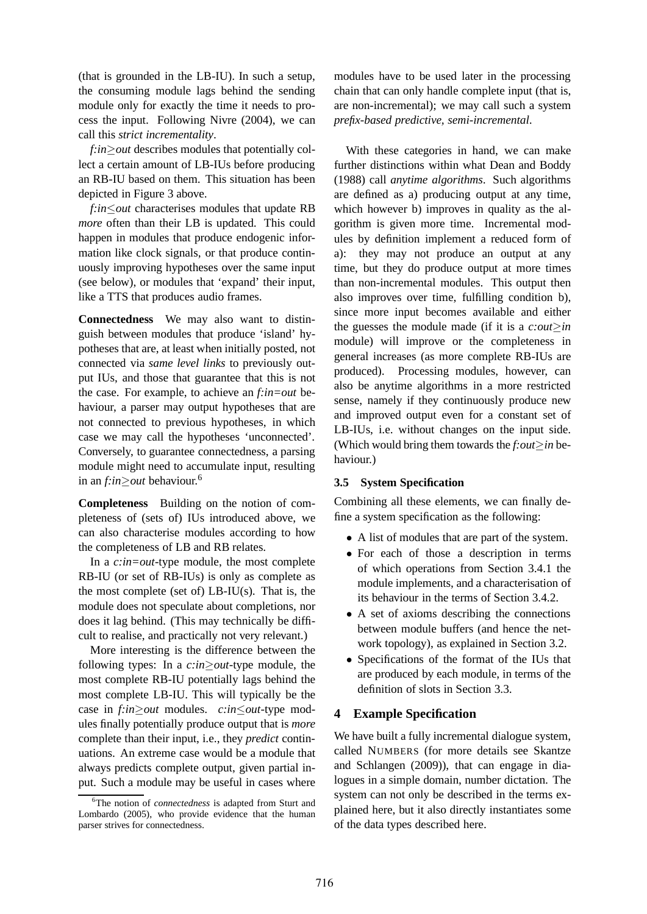(that is grounded in the LB-IU). In such a setup, the consuming module lags behind the sending module only for exactly the time it needs to process the input. Following Nivre (2004), we can call this *strict incrementality*.

*f:in≥out* describes modules that potentially collect a certain amount of LB-IUs before producing an RB-IU based on them. This situation has been depicted in Figure 3 above.

*f:in≤out* characterises modules that update RB *more* often than their LB is updated. This could happen in modules that produce endogenic information like clock signals, or that produce continuously improving hypotheses over the same input (see below), or modules that 'expand' their input, like a TTS that produces audio frames.

**Connectedness** We may also want to distinguish between modules that produce 'island' hypotheses that are, at least when initially posted, not connected via *same level links* to previously output IUs, and those that guarantee that this is not the case. For example, to achieve an *f:in=out* behaviour, a parser may output hypotheses that are not connected to previous hypotheses, in which case we may call the hypotheses 'unconnected'. Conversely, to guarantee connectedness, a parsing module might need to accumulate input, resulting in an *f:in≥out* behaviour.[6]

**Completeness** Building on the notion of completeness of (sets of) IUs introduced above, we can also characterise modules according to how the completeness of LB and RB relates.

In a *c:in=out*-type module, the most complete RB-IU (or set of RB-IUs) is only as complete as the most complete (set of) LB-IU(s). That is, the module does not speculate about completions, nor does it lag behind. (This may technically be difficult to realise, and practically not very relevant.)

More interesting is the difference between the following types: In a *c:in≥out*-type module, the most complete RB-IU potentially lags behind the most complete LB-IU. This will typically be the case in *f:in≥out* modules. *c:in≤out*-type modules finally potentially produce output that is *more* complete than their input, i.e., they *predict* continuations. An extreme case would be a module that always predicts complete output, given partial input. Such a module may be useful in cases where modules have to be used later in the processing chain that can only handle complete input (that is, are non-incremental); we may call such a system *prefix-based predictive, semi-incremental*.

With these categories in hand, we can make further distinctions within what Dean and Boddy (1988) call *anytime algorithms*. Such algorithms are defined as a) producing output at any time, which however b) improves in quality as the algorithm is given more time. Incremental modules by definition implement a reduced form of a): they may not produce an output at any time, but they do produce output at more times than non-incremental modules. This output then also improves over time, fulfilling condition b), since more input becomes available and either the guesses the module made (if it is a *c:out≥in* module) will improve or the completeness in general increases (as more complete RB-IUs are produced). Processing modules, however, can also be anytime algorithms in a more restricted sense, namely if they continuously produce new and improved output even for a constant set of LB-IUs, i.e. without changes on the input side. (Which would bring them towards the *f:out≥in* behaviour.)

### 3.5 System Specification

Combining all these elements, we can finally define a system specification as the following:

- A list of modules that are part of the system.
- For each of those a description in terms of which operations from Section 3.4.1 the module implements, and a characterisation of its behaviour in the terms of Section 3.4.2.
- A set of axioms describing the connections between module buffers (and hence the network topology), as explained in Section 3.2.
- Specifications of the format of the IUs that are produced by each module, in terms of the definition of slots in Section 3.3.

## 4 Example Specification

We have built a fully incremental dialogue system, called NUMBERS (for more details see Skantze and Schlangen (2009)), that can engage in dialogues in a simple domain, number dictation. The system can not only be described in the terms explained here, but it also directly instantiates some of the data types described here.

[6]The notion of *connectedness* is adapted from Sturt and Lombardo (2005), who provide evidence that the human parser strives for connectedness.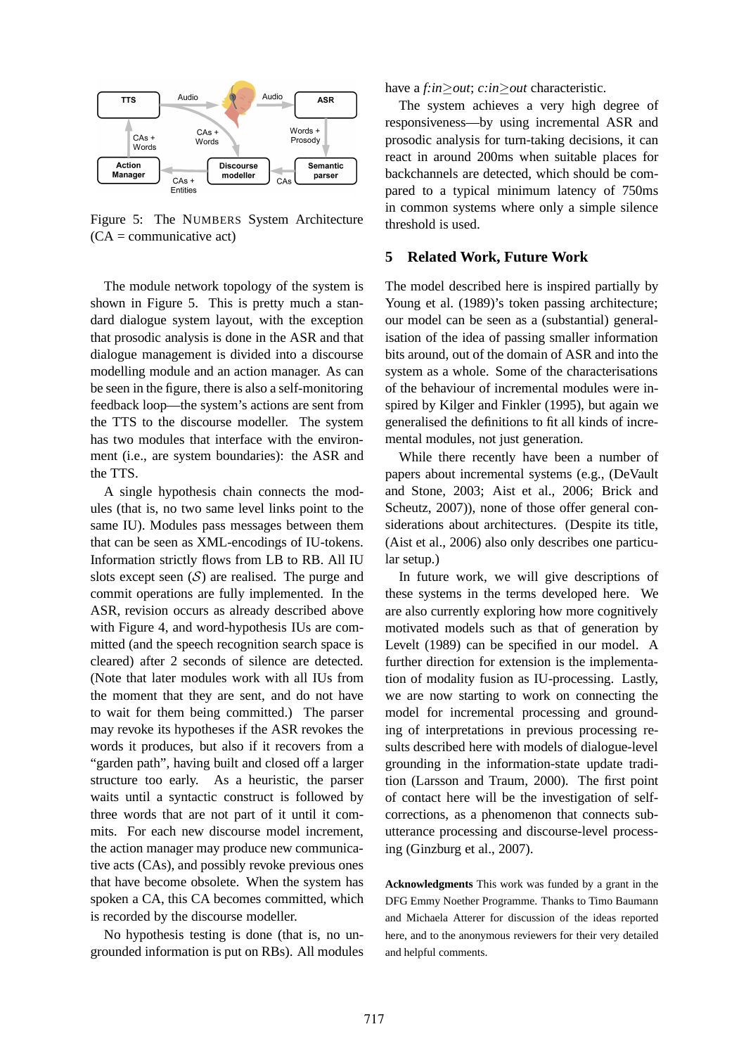Figure 5: The NUMBERS System Architecture (CA = communicative act)

The module network topology of the system is shown in Figure 5. This is pretty much a standard dialogue system layout, with the exception that prosodic analysis is done in the ASR and that dialogue management is divided into a discourse modelling module and an action manager. As can be seen in the figure, there is also a self-monitoring feedback loop—the system's actions are sent from the TTS to the discourse modeller. The system has two modules that interface with the environment (i.e., are system boundaries): the ASR and the TTS.

A single hypothesis chain connects the modules (that is, no two same level links point to the same IU). Modules pass messages between them that can be seen as XML-encodings of IU-tokens. Information strictly flows from LB to RB. All IU slots except seen ($\mathcal{S}$) are realised. The purge and commit operations are fully implemented. In the ASR, revision occurs as already described above with Figure 4, and word-hypothesis IUs are committed (and the speech recognition search space is cleared) after 2 seconds of silence are detected. (Note that later modules work with all IUs from the moment that they are sent, and do not have to wait for them being committed.) The parser may revoke its hypotheses if the ASR revokes the words it produces, but also if it recovers from a "garden path", having built and closed off a larger structure too early. As a heuristic, the parser waits until a syntactic construct is followed by three words that are not part of it until it commits. For each new discourse model increment, the action manager may produce new communicative acts (CAs), and possibly revoke previous ones that have become obsolete. When the system has spoken a CA, this CA becomes committed, which is recorded by the discourse modeller.

No hypothesis testing is done (that is, no ungrounded information is put on RBs). All modules have a *f:in≥out*; *c:in≥out* characteristic.

The system achieves a very high degree of responsiveness—by using incremental ASR and prosodic analysis for turn-taking decisions, it can react in around 200ms when suitable places for backchannels are detected, which should be compared to a typical minimum latency of 750ms in common systems where only a simple silence threshold is used.

## 5 Related Work, Future Work

The model described here is inspired partially by Young et al. (1989)'s token passing architecture; our model can be seen as a (substantial) generalisation of the idea of passing smaller information bits around, out of the domain of ASR and into the system as a whole. Some of the characterisations of the behaviour of incremental modules were inspired by Kilger and Finkler (1995), but again we generalised the definitions to fit all kinds of incremental modules, not just generation.

While there recently have been a number of papers about incremental systems (e.g., (DeVault and Stone, 2003; Aist et al., 2006; Brick and Scheutz, 2007)), none of those offer general considerations about architectures. (Despite its title, (Aist et al., 2006) also only describes one particular setup.)

In future work, we will give descriptions of these systems in the terms developed here. We are also currently exploring how more cognitively motivated models such as that of generation by Levelt (1989) can be specified in our model. A further direction for extension is the implementation of modality fusion as IU-processing. Lastly, we are now starting to work on connecting the model for incremental processing and grounding of interpretations in previous processing results described here with models of dialogue-level grounding in the information-state update tradition (Larsson and Traum, 2000). The first point of contact here will be the investigation of self-corrections, as a phenomenon that connects sub-utterance processing and discourse-level processing (Ginzburg et al., 2007).

**Acknowledgments** This work was funded by a grant in the DFG Emmy Noether Programme. Thanks to Timo Baumann and Michaela Atterer for discussion of the ideas reported here, and to the anonymous reviewers for their very detailed and helpful comments.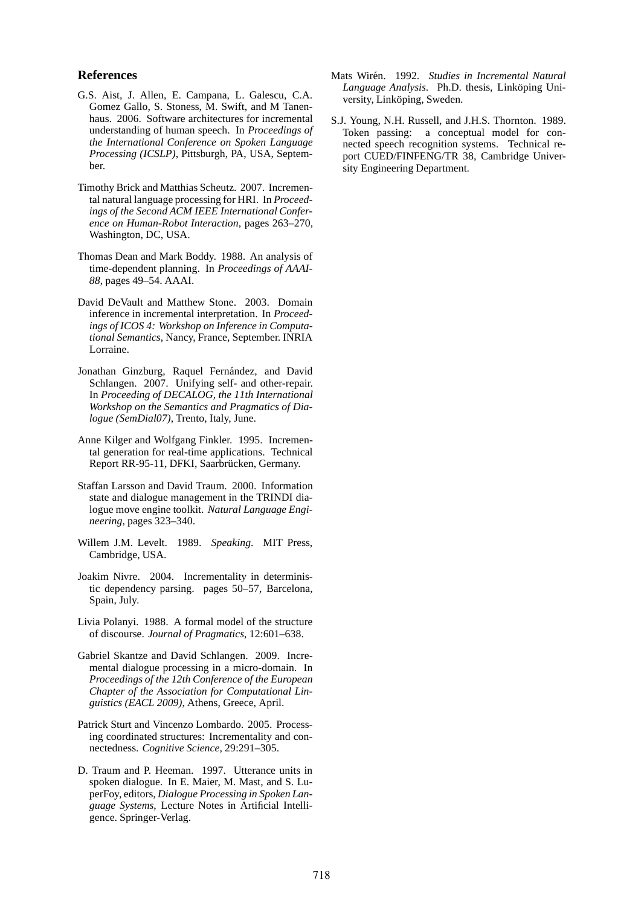## References

G.S. Aist, J. Allen, E. Campana, L. Galescu, C.A. Gomez Gallo, S. Stoness, M. Swift, and M Tanenhaus. 2006. Software architectures for incremental understanding of human speech. In *Proceedings of the International Conference on Spoken Language Processing (ICSLP)*, Pittsburgh, PA, USA, September.

Timothy Brick and Matthias Scheutz. 2007. Incremental natural language processing for HRI. In *Proceedings of the Second ACM IEEE International Conference on Human-Robot Interaction*, pages 263–270, Washington, DC, USA.

Thomas Dean and Mark Boddy. 1988. An analysis of time-dependent planning. In *Proceedings of AAAI-88*, pages 49–54. AAAI.

David DeVault and Matthew Stone. 2003. Domain inference in incremental interpretation. In *Proceedings of ICOS 4: Workshop on Inference in Computational Semantics*, Nancy, France, September. INRIA Lorraine.

Jonathan Ginzburg, Raquel Fernández, and David Schlangen. 2007. Unifying self- and other-repair. In *Proceeding of DECALOG, the 11th International Workshop on the Semantics and Pragmatics of Dialogue (SemDial07)*, Trento, Italy, June.

Anne Kilger and Wolfgang Finkler. 1995. Incremental generation for real-time applications. Technical Report RR-95-11, DFKI, Saarbrücken, Germany.

Staffan Larsson and David Traum. 2000. Information state and dialogue management in the TRINDI dialogue move engine toolkit. *Natural Language Engineering*, pages 323–340.

Willem J.M. Levelt. 1989. *Speaking*. MIT Press, Cambridge, USA.

Joakim Nivre. 2004. Incrementality in deterministic dependency parsing. pages 50–57, Barcelona, Spain, July.

Livia Polanyi. 1988. A formal model of the structure of discourse. *Journal of Pragmatics*, 12:601–638.

Gabriel Skantze and David Schlangen. 2009. Incremental dialogue processing in a micro-domain. In *Proceedings of the 12th Conference of the European Chapter of the Association for Computational Linguistics (EACL 2009)*, Athens, Greece, April.

Patrick Sturt and Vincenzo Lombardo. 2005. Processing coordinated structures: Incrementality and connectedness. *Cognitive Science*, 29:291–305.

D. Traum and P. Heeman. 1997. Utterance units in spoken dialogue. In E. Maier, M. Mast, and S. LuperFoy, editors, *Dialogue Processing in Spoken Language Systems*, Lecture Notes in Artificial Intelligence. Springer-Verlag.

Mats Wirén. 1992. *Studies in Incremental Natural Language Analysis*. Ph.D. thesis, Linköping University, Linköping, Sweden.

S.J. Young, N.H. Russell, and J.H.S. Thornton. 1989. Token passing: a conceptual model for connected speech recognition systems. Technical report CUED/FINFENG/TR 38, Cambridge University Engineering Department.